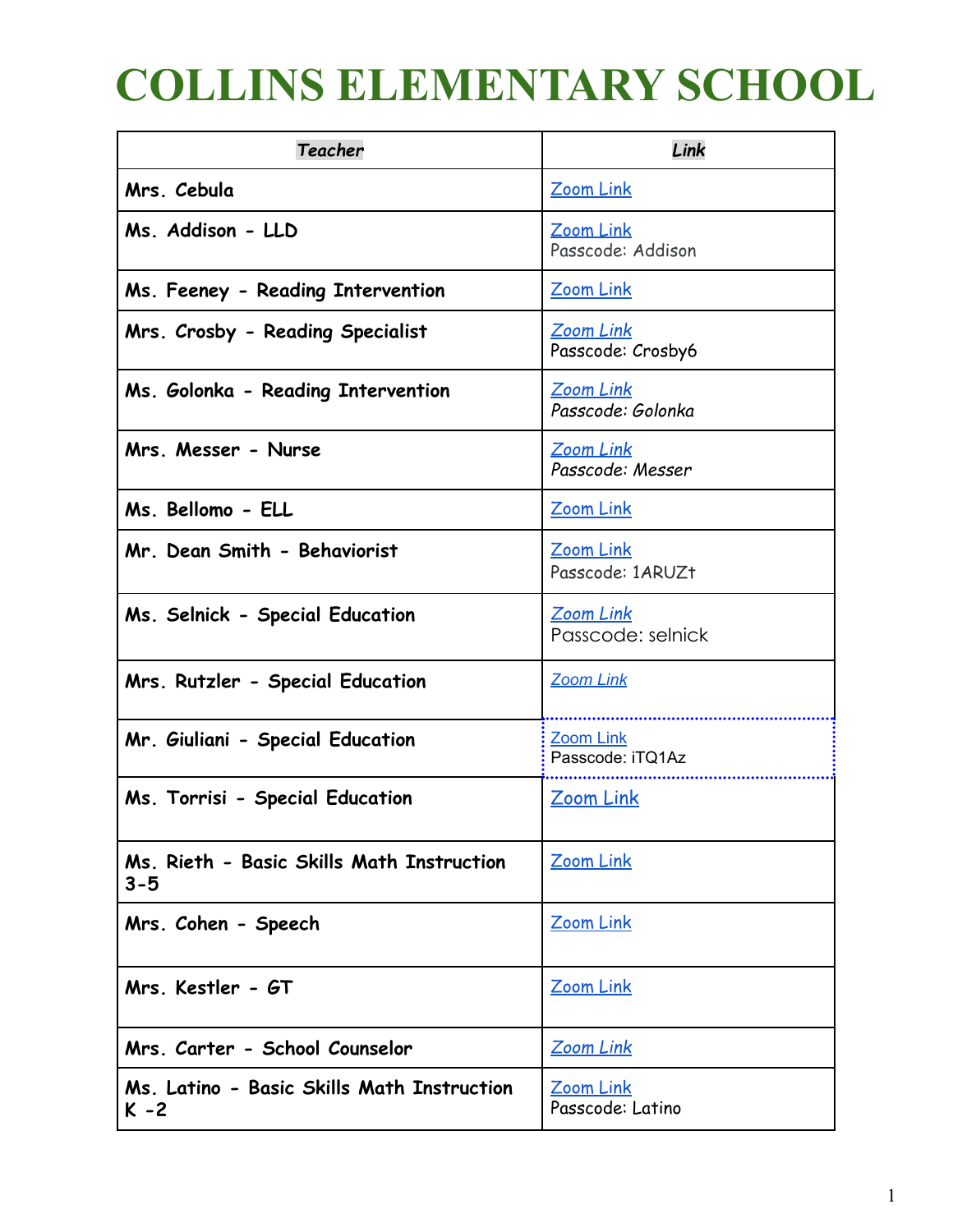# COLLINS ELEMENTARY SCHOOL

| *Teacher* | *Link* |
|---|---|
| **Mrs. Cebula** | Zoom Link |
| **Ms. Addison - LLD** | Zoom Link<br>Passcode: Addison |
| **Ms. Feeney - Reading Intervention** | Zoom Link |
| **Mrs. Crosby - Reading Specialist** | *Zoom Link*<br>Passcode: Crosby6 |
| **Ms. Golonka - Reading Intervention** | *Zoom Link*<br>*Passcode: Golonka* |
| **Mrs. Messer - Nurse** | *Zoom Link*<br>*Passcode: Messer* |
| **Ms. Bellomo - ELL** | Zoom Link |
| **Mr. Dean Smith - Behaviorist** | Zoom Link<br>Passcode: 1ARUZt |
| **Ms. Selnick - Special Education** | *Zoom Link*<br>Passcode: selnick |
| **Mrs. Rutzler - Special Education** | *Zoom Link* |
| **Mr. Giuliani - Special Education** | Zoom Link<br>Passcode: iTQ1Az |
| **Ms. Torrisi - Special Education** | Zoom Link |
| **Ms. Rieth - Basic Skills Math Instruction 3-5** | Zoom Link |
| **Mrs. Cohen - Speech** | Zoom Link |
| **Mrs. Kestler - GT** | Zoom Link |
| **Mrs. Carter - School Counselor** | *Zoom Link* |
| **Ms. Latino - Basic Skills Math Instruction K -2** | Zoom Link<br>Passcode: Latino |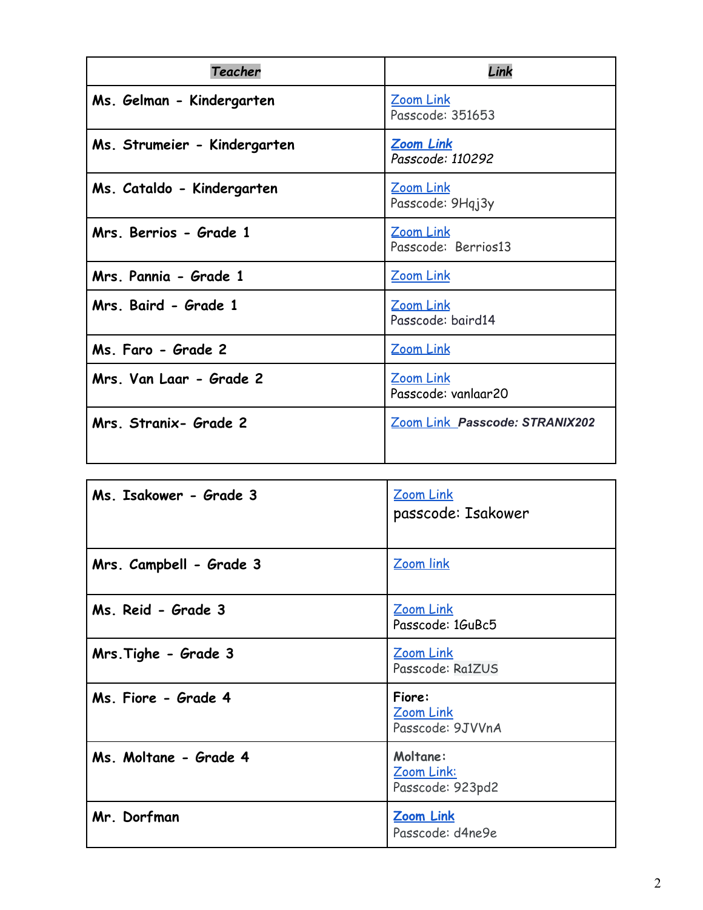| *Teacher* | *Link* |
|---|---|
| **Ms. Gelman - Kindergarten** | Zoom Link<br>Passcode: 351653 |
| **Ms. Strumeier - Kindergarten** | ***Zoom Link***<br>*Passcode: 110292* |
| **Ms. Cataldo - Kindergarten** | Zoom Link<br>Passcode: 9Hqj3y |
| **Mrs. Berrios - Grade 1** | Zoom Link<br>Passcode:  Berrios13 |
| **Mrs. Pannia - Grade 1** | Zoom Link |
| **Mrs. Baird - Grade 1** | Zoom Link<br>Passcode: baird14 |
| **Ms. Faro - Grade 2** | Zoom Link |
| **Mrs. Van Laar - Grade 2** | Zoom Link<br>Passcode: vanlaar20 |
| **Mrs. Stranix- Grade 2** | Zoom Link ***Passcode: STRANIX202*** |
| **Ms. Isakower - Grade 3** | Zoom Link<br>passcode: Isakower |
| **Mrs. Campbell - Grade 3** | Zoom link |
| **Ms. Reid - Grade 3** | Zoom Link<br>Passcode: 1GuBc5 |
| **Mrs.Tighe - Grade 3** | Zoom Link<br>Passcode: Ra1ZUS |
| **Ms. Fiore - Grade 4** | **Fiore:**<br>Zoom Link<br>Passcode: 9JVVnA |
| **Ms. Moltane - Grade 4** | **Moltane:**<br>Zoom Link:<br>Passcode: 923pd2 |
| **Mr. Dorfman** | **Zoom Link**<br>Passcode: d4ne9e |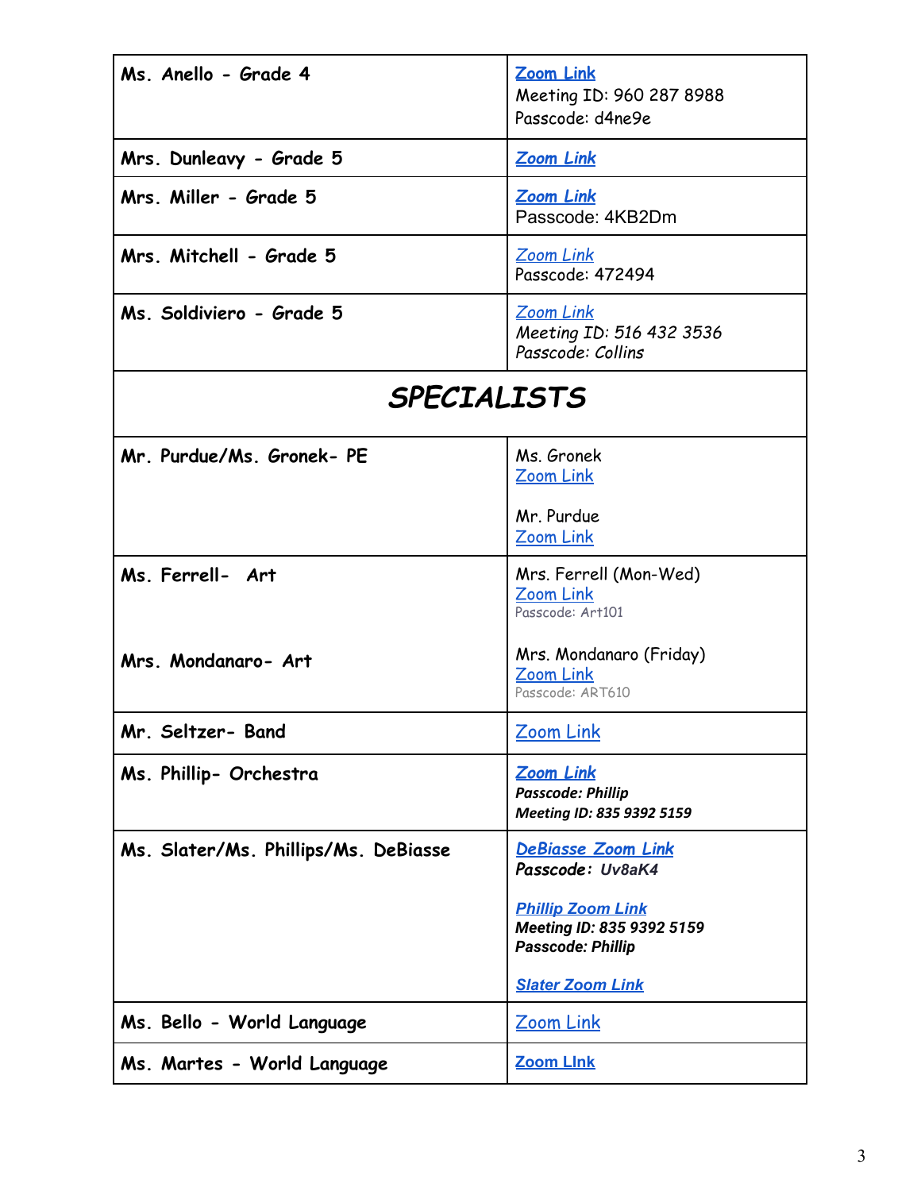| | |
|---|---|
| **Ms. Anello - Grade 4** | Zoom Link<br>Meeting ID: 960 287 8988<br>Passcode: d4ne9e |
| **Mrs. Dunleavy - Grade 5** | ***Zoom Link*** |
| **Mrs. Miller - Grade 5** | ***Zoom Link***<br>Passcode: 4KB2Dm |
| **Mrs. Mitchell - Grade 5** | *Zoom Link*<br>Passcode: 472494 |
| **Ms. Soldiviero - Grade 5** | *Zoom Link*<br>*Meeting ID: 516 432 3536*<br>*Passcode: Collins* |
| ***SPECIALISTS*** | |
| **Mr. Purdue/Ms. Gronek- PE** | Ms. Gronek<br>Zoom Link<br><br>Mr. Purdue<br>Zoom Link |
| **Ms. Ferrell- Art**<br><br>**Mrs. Mondanaro- Art** | Mrs. Ferrell (Mon-Wed)<br>Zoom Link<br>Passcode: Art101<br><br>Mrs. Mondanaro (Friday)<br>Zoom Link<br>Passcode: ART610 |
| **Mr. Seltzer- Band** | Zoom Link |
| **Ms. Phillip- Orchestra** | ***Zoom Link***<br>***Passcode: Phillip***<br>***Meeting ID: 835 9392 5159*** |
| **Ms. Slater/Ms. Phillips/Ms. DeBiasse** | ***DeBiasse Zoom Link***<br>***Passcode: Uv8aK4***<br><br>***Phillip Zoom Link***<br>***Meeting ID: 835 9392 5159***<br>***Passcode: Phillip***<br><br>***Slater Zoom Link*** |
| **Ms. Bello - World Language** | Zoom Link |
| **Ms. Martes - World Language** | **Zoom LInk** |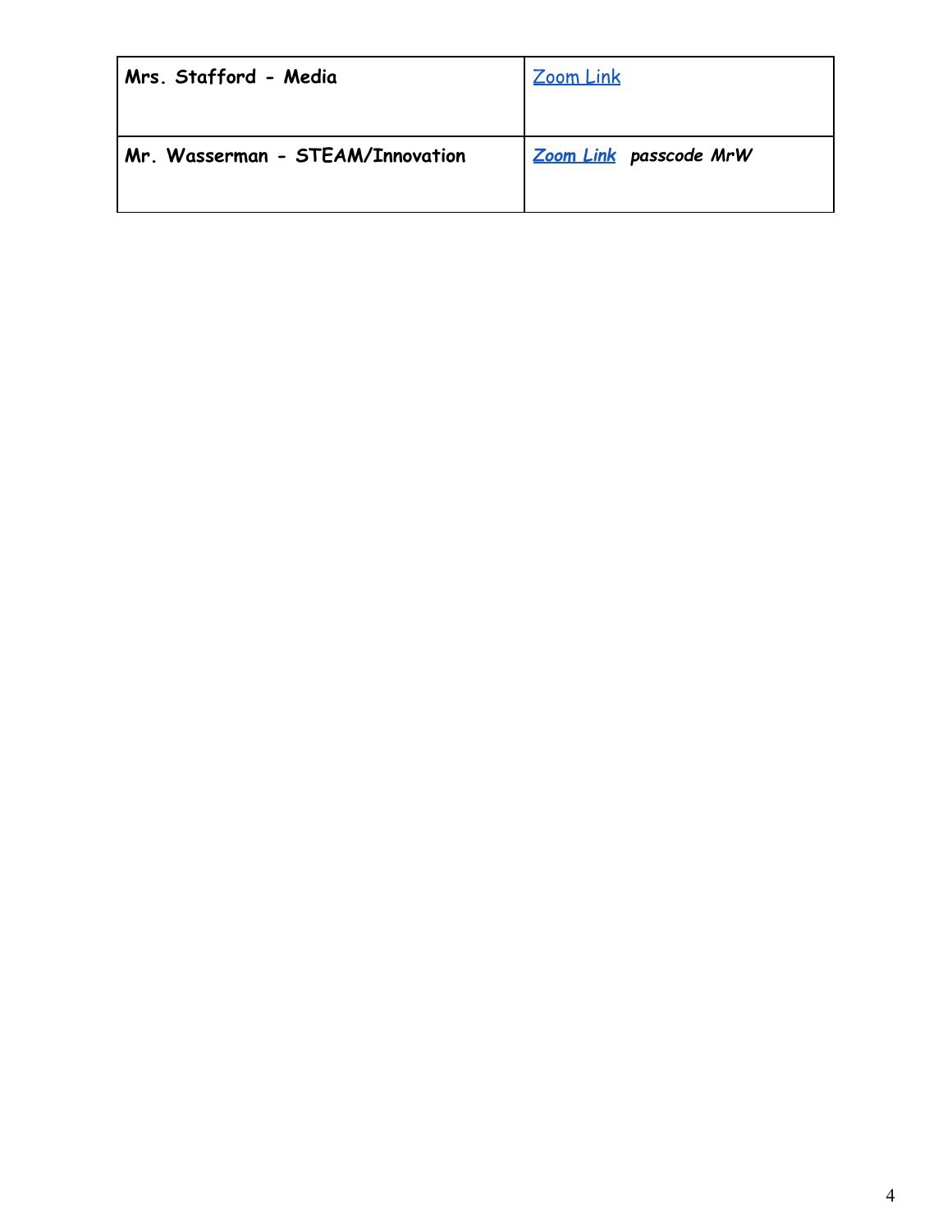| | |
|---|---|
| **Mrs. Stafford - Media** | Zoom Link |
| **Mr. Wasserman - STEAM/Innovation** | ***Zoom Link*** ***passcode MrW*** |